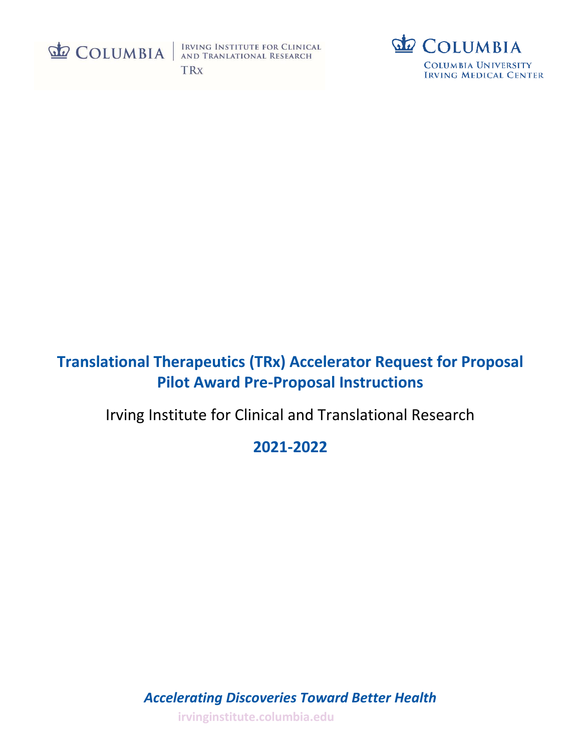COLUMBIA | IRVING INSTITUTE FOR CLINICAL AND TRANLATIONAL RESEARCH
TRx

COLUMBIA
COLUMBIA UNIVERSITY
IRVING MEDICAL CENTER

# Translational Therapeutics (TRx) Accelerator Request for Proposal Pilot Award Pre-Proposal Instructions

## Irving Institute for Clinical and Translational Research

## 2021-2022

***Accelerating Discoveries Toward Better Health***

**irvinginstitute.columbia.edu**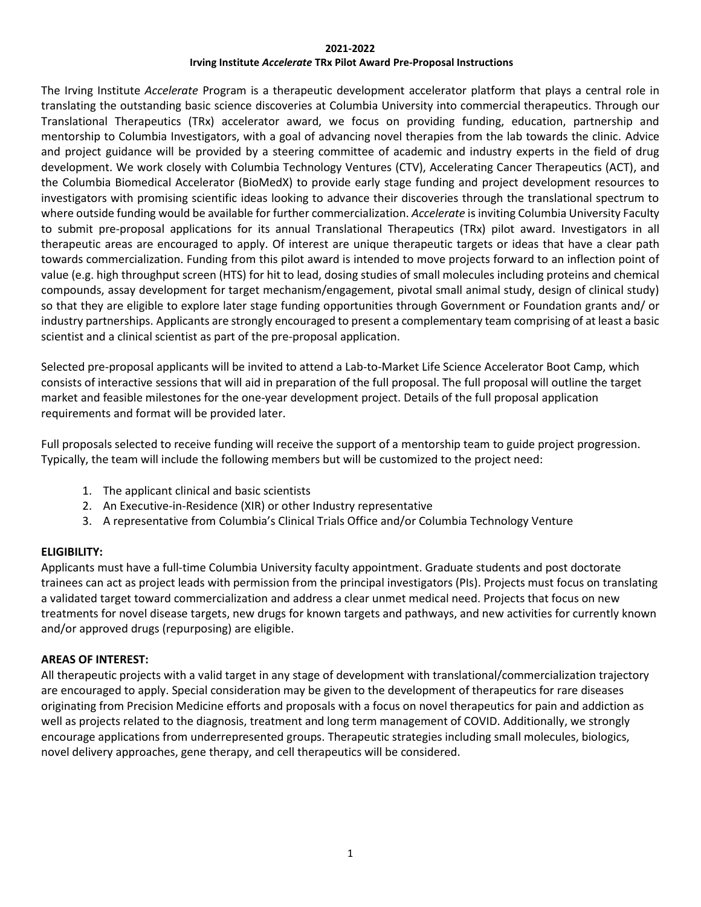**2021-2022**
**Irving Institute *Accelerate* TRx Pilot Award Pre-Proposal Instructions**

The Irving Institute *Accelerate* Program is a therapeutic development accelerator platform that plays a central role in translating the outstanding basic science discoveries at Columbia University into commercial therapeutics. Through our Translational Therapeutics (TRx) accelerator award, we focus on providing funding, education, partnership and mentorship to Columbia Investigators, with a goal of advancing novel therapies from the lab towards the clinic. Advice and project guidance will be provided by a steering committee of academic and industry experts in the field of drug development. We work closely with Columbia Technology Ventures (CTV), Accelerating Cancer Therapeutics (ACT), and the Columbia Biomedical Accelerator (BioMedX) to provide early stage funding and project development resources to investigators with promising scientific ideas looking to advance their discoveries through the translational spectrum to where outside funding would be available for further commercialization. *Accelerate* is inviting Columbia University Faculty to submit pre-proposal applications for its annual Translational Therapeutics (TRx) pilot award. Investigators in all therapeutic areas are encouraged to apply. Of interest are unique therapeutic targets or ideas that have a clear path towards commercialization. Funding from this pilot award is intended to move projects forward to an inflection point of value (e.g. high throughput screen (HTS) for hit to lead, dosing studies of small molecules including proteins and chemical compounds, assay development for target mechanism/engagement, pivotal small animal study, design of clinical study) so that they are eligible to explore later stage funding opportunities through Government or Foundation grants and/ or industry partnerships. Applicants are strongly encouraged to present a complementary team comprising of at least a basic scientist and a clinical scientist as part of the pre-proposal application.

Selected pre-proposal applicants will be invited to attend a Lab-to-Market Life Science Accelerator Boot Camp, which consists of interactive sessions that will aid in preparation of the full proposal. The full proposal will outline the target market and feasible milestones for the one-year development project. Details of the full proposal application requirements and format will be provided later.

Full proposals selected to receive funding will receive the support of a mentorship team to guide project progression. Typically, the team will include the following members but will be customized to the project need:

1. The applicant clinical and basic scientists
2. An Executive-in-Residence (XIR) or other Industry representative
3. A representative from Columbia's Clinical Trials Office and/or Columbia Technology Venture

**ELIGIBILITY:**
Applicants must have a full-time Columbia University faculty appointment. Graduate students and post doctorate trainees can act as project leads with permission from the principal investigators (PIs). Projects must focus on translating a validated target toward commercialization and address a clear unmet medical need. Projects that focus on new treatments for novel disease targets, new drugs for known targets and pathways, and new activities for currently known and/or approved drugs (repurposing) are eligible.

**AREAS OF INTEREST:**
All therapeutic projects with a valid target in any stage of development with translational/commercialization trajectory are encouraged to apply. Special consideration may be given to the development of therapeutics for rare diseases originating from Precision Medicine efforts and proposals with a focus on novel therapeutics for pain and addiction as well as projects related to the diagnosis, treatment and long term management of COVID. Additionally, we strongly encourage applications from underrepresented groups. Therapeutic strategies including small molecules, biologics, novel delivery approaches, gene therapy, and cell therapeutics will be considered.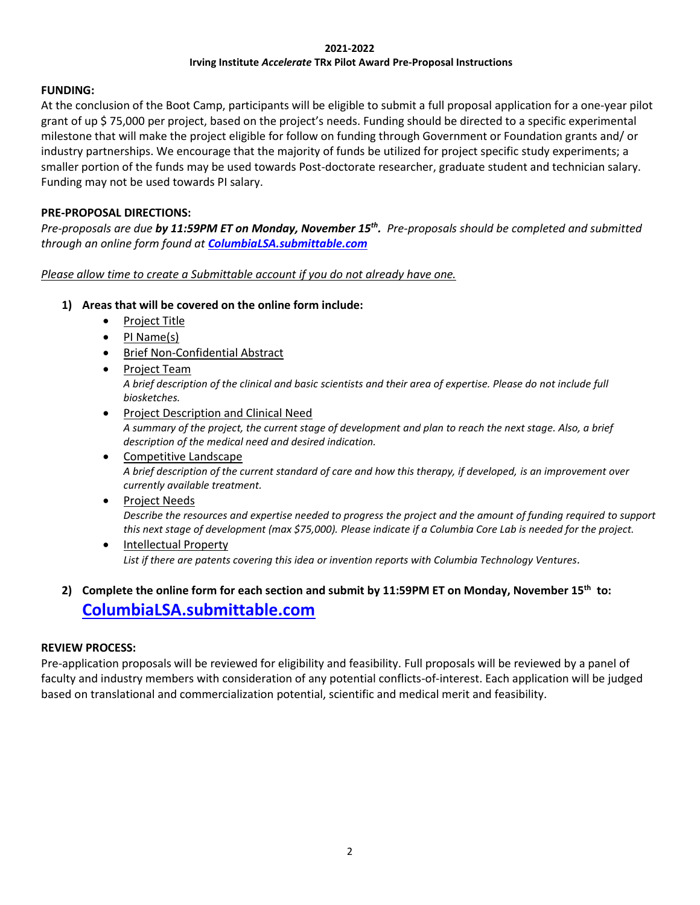**2021-2022**

**Irving Institute *Accelerate* TRx Pilot Award Pre-Proposal Instructions**

**FUNDING:**

At the conclusion of the Boot Camp, participants will be eligible to submit a full proposal application for a one-year pilot grant of up $ 75,000 per project, based on the project's needs. Funding should be directed to a specific experimental milestone that will make the project eligible for follow on funding through Government or Foundation grants and/ or industry partnerships. We encourage that the majority of funds be utilized for project specific study experiments; a smaller portion of the funds may be used towards Post-doctorate researcher, graduate student and technician salary. Funding may not be used towards PI salary.

**PRE-PROPOSAL DIRECTIONS:**

*Pre-proposals are due **by 11:59PM ET on Monday, November 15th**. Pre-proposals should be completed and submitted through an online form found at **ColumbiaLSA.submittable.com***

*Please allow time to create a Submittable account if you do not already have one.*

1) **Areas that will be covered on the online form include:**
   - Project Title
   - PI Name(s)
   - Brief Non-Confidential Abstract
   - Project Team
     *A brief description of the clinical and basic scientists and their area of expertise. Please do not include full biosketches.*
   - Project Description and Clinical Need
     *A summary of the project, the current stage of development and plan to reach the next stage. Also, a brief description of the medical need and desired indication.*
   - Competitive Landscape
     *A brief description of the current standard of care and how this therapy, if developed, is an improvement over currently available treatment.*
   - Project Needs
     *Describe the resources and expertise needed to progress the project and the amount of funding required to support this next stage of development (max $75,000). Please indicate if a Columbia Core Lab is needed for the project.*
   - Intellectual Property
     *List if there are patents covering this idea or invention reports with Columbia Technology Ventures.*

2) **Complete the online form for each section and submit by 11:59PM ET on Monday, November 15th to: ColumbiaLSA.submittable.com**

**REVIEW PROCESS:**

Pre-application proposals will be reviewed for eligibility and feasibility. Full proposals will be reviewed by a panel of faculty and industry members with consideration of any potential conflicts-of-interest. Each application will be judged based on translational and commercialization potential, scientific and medical merit and feasibility.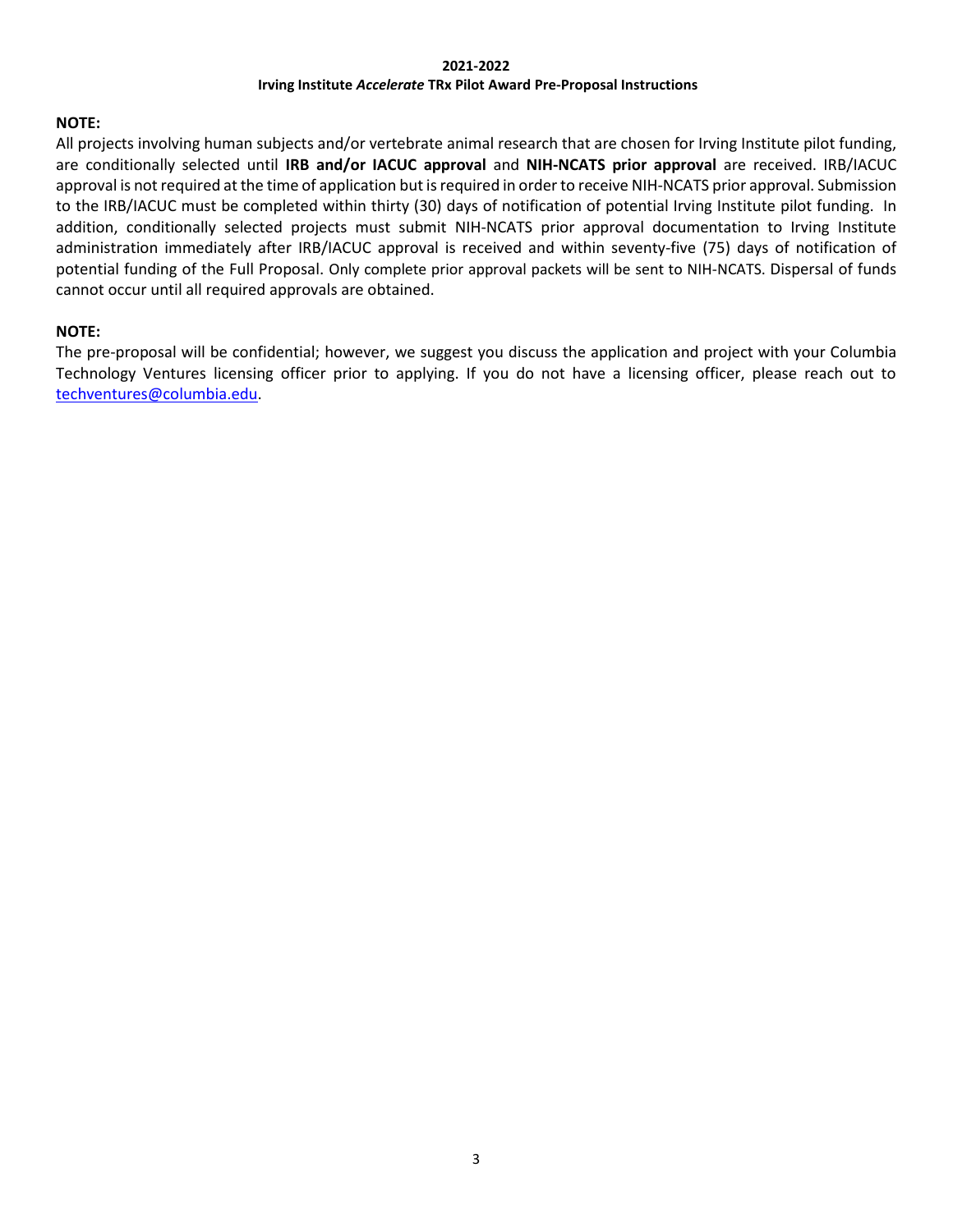**NOTE:**

All projects involving human subjects and/or vertebrate animal research that are chosen for Irving Institute pilot funding, are conditionally selected until **IRB and/or IACUC approval** and **NIH-NCATS prior approval** are received. IRB/IACUC approval is not required at the time of application but is required in order to receive NIH-NCATS prior approval. Submission to the IRB/IACUC must be completed within thirty (30) days of notification of potential Irving Institute pilot funding. In addition, conditionally selected projects must submit NIH-NCATS prior approval documentation to Irving Institute administration immediately after IRB/IACUC approval is received and within seventy-five (75) days of notification of potential funding of the Full Proposal. Only complete prior approval packets will be sent to NIH-NCATS. Dispersal of funds cannot occur until all required approvals are obtained.

**NOTE:**

The pre-proposal will be confidential; however, we suggest you discuss the application and project with your Columbia Technology Ventures licensing officer prior to applying. If you do not have a licensing officer, please reach out to techventures@columbia.edu.